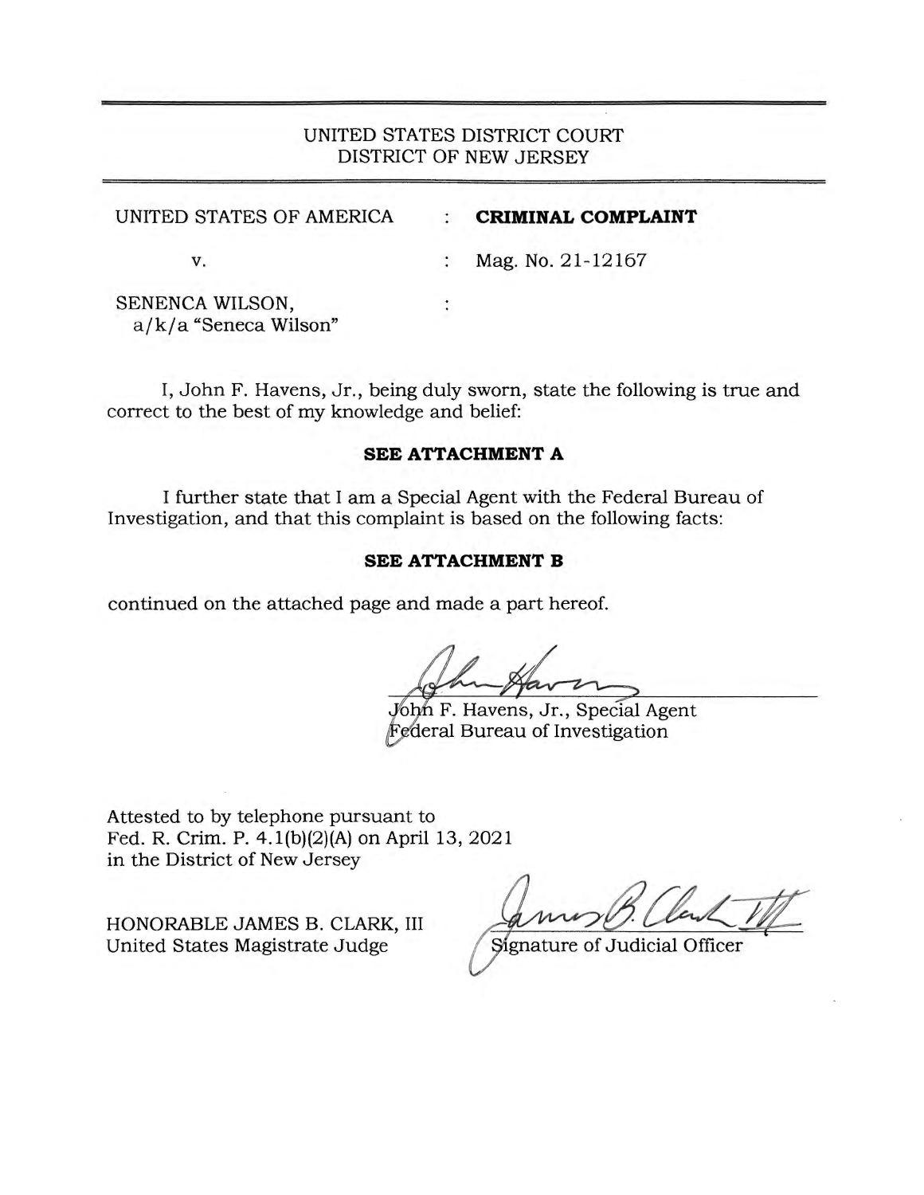UNITED STATES DISTRICT COURT
DISTRICT OF NEW JERSEY

| | | |
|---|---|---|
| UNITED STATES OF AMERICA | : | **CRIMINAL COMPLAINT** |
| v. | : | Mag. No. 21-12167 |
| SENENCA WILSON, a/k/a "Seneca Wilson" | : | |

I, John F. Havens, Jr., being duly sworn, state the following is true and correct to the best of my knowledge and belief:

**SEE ATTACHMENT A**

I further state that I am a Special Agent with the Federal Bureau of Investigation, and that this complaint is based on the following facts:

**SEE ATTACHMENT B**

continued on the attached page and made a part hereof.

John F. Havens, Jr., Special Agent
Federal Bureau of Investigation

Attested to by telephone pursuant to
Fed. R. Crim. P. 4.1(b)(2)(A) on April 13, 2021
in the District of New Jersey

HONORABLE JAMES B. CLARK, III
United States Magistrate Judge

Signature of Judicial Officer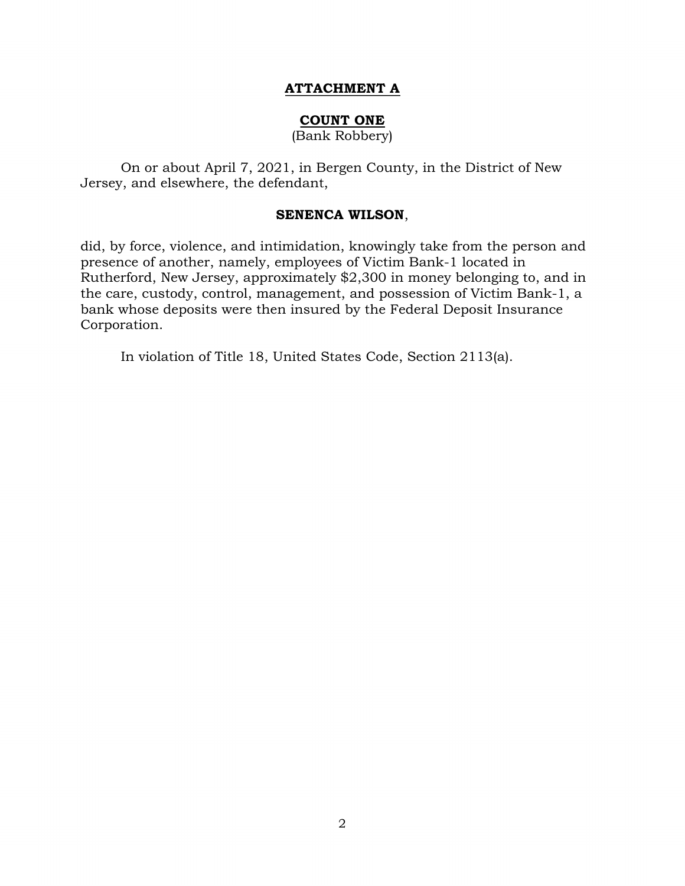**ATTACHMENT A**

**COUNT ONE**

(Bank Robbery)

On or about April 7, 2021, in Bergen County, in the District of New Jersey, and elsewhere, the defendant,

**SENENCA WILSON**,

did, by force, violence, and intimidation, knowingly take from the person and presence of another, namely, employees of Victim Bank-1 located in Rutherford, New Jersey, approximately $2,300 in money belonging to, and in the care, custody, control, management, and possession of Victim Bank-1, a bank whose deposits were then insured by the Federal Deposit Insurance Corporation.

In violation of Title 18, United States Code, Section 2113(a).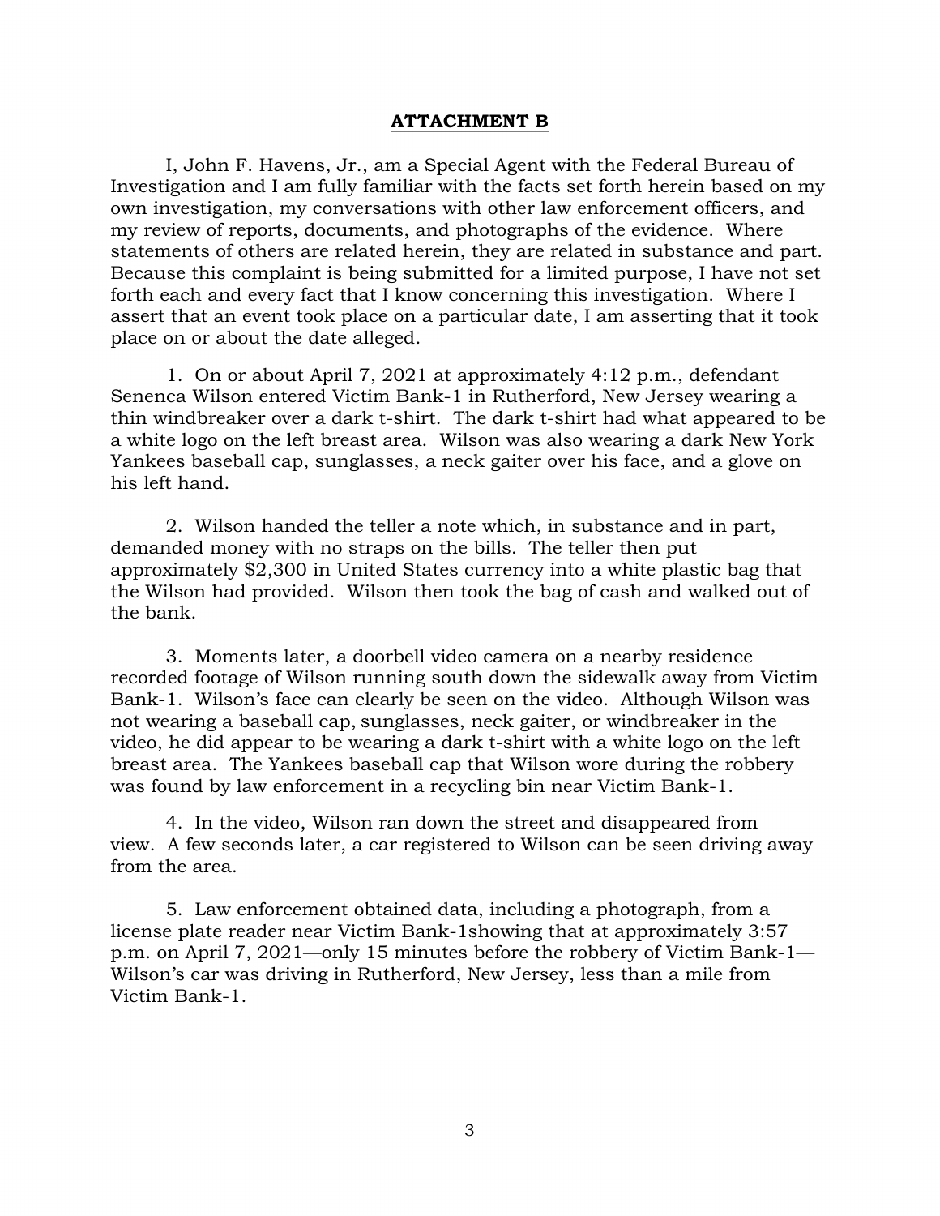## ATTACHMENT B

I, John F. Havens, Jr., am a Special Agent with the Federal Bureau of Investigation and I am fully familiar with the facts set forth herein based on my own investigation, my conversations with other law enforcement officers, and my review of reports, documents, and photographs of the evidence. Where statements of others are related herein, they are related in substance and part. Because this complaint is being submitted for a limited purpose, I have not set forth each and every fact that I know concerning this investigation. Where I assert that an event took place on a particular date, I am asserting that it took place on or about the date alleged.

1. On or about April 7, 2021 at approximately 4:12 p.m., defendant Senenca Wilson entered Victim Bank-1 in Rutherford, New Jersey wearing a thin windbreaker over a dark t-shirt. The dark t-shirt had what appeared to be a white logo on the left breast area. Wilson was also wearing a dark New York Yankees baseball cap, sunglasses, a neck gaiter over his face, and a glove on his left hand.

2. Wilson handed the teller a note which, in substance and in part, demanded money with no straps on the bills. The teller then put approximately $2,300 in United States currency into a white plastic bag that the Wilson had provided. Wilson then took the bag of cash and walked out of the bank.

3. Moments later, a doorbell video camera on a nearby residence recorded footage of Wilson running south down the sidewalk away from Victim Bank-1. Wilson's face can clearly be seen on the video. Although Wilson was not wearing a baseball cap, sunglasses, neck gaiter, or windbreaker in the video, he did appear to be wearing a dark t-shirt with a white logo on the left breast area. The Yankees baseball cap that Wilson wore during the robbery was found by law enforcement in a recycling bin near Victim Bank-1.

4. In the video, Wilson ran down the street and disappeared from view. A few seconds later, a car registered to Wilson can be seen driving away from the area.

5. Law enforcement obtained data, including a photograph, from a license plate reader near Victim Bank-1showing that at approximately 3:57 p.m. on April 7, 2021—only 15 minutes before the robbery of Victim Bank-1—Wilson's car was driving in Rutherford, New Jersey, less than a mile from Victim Bank-1.